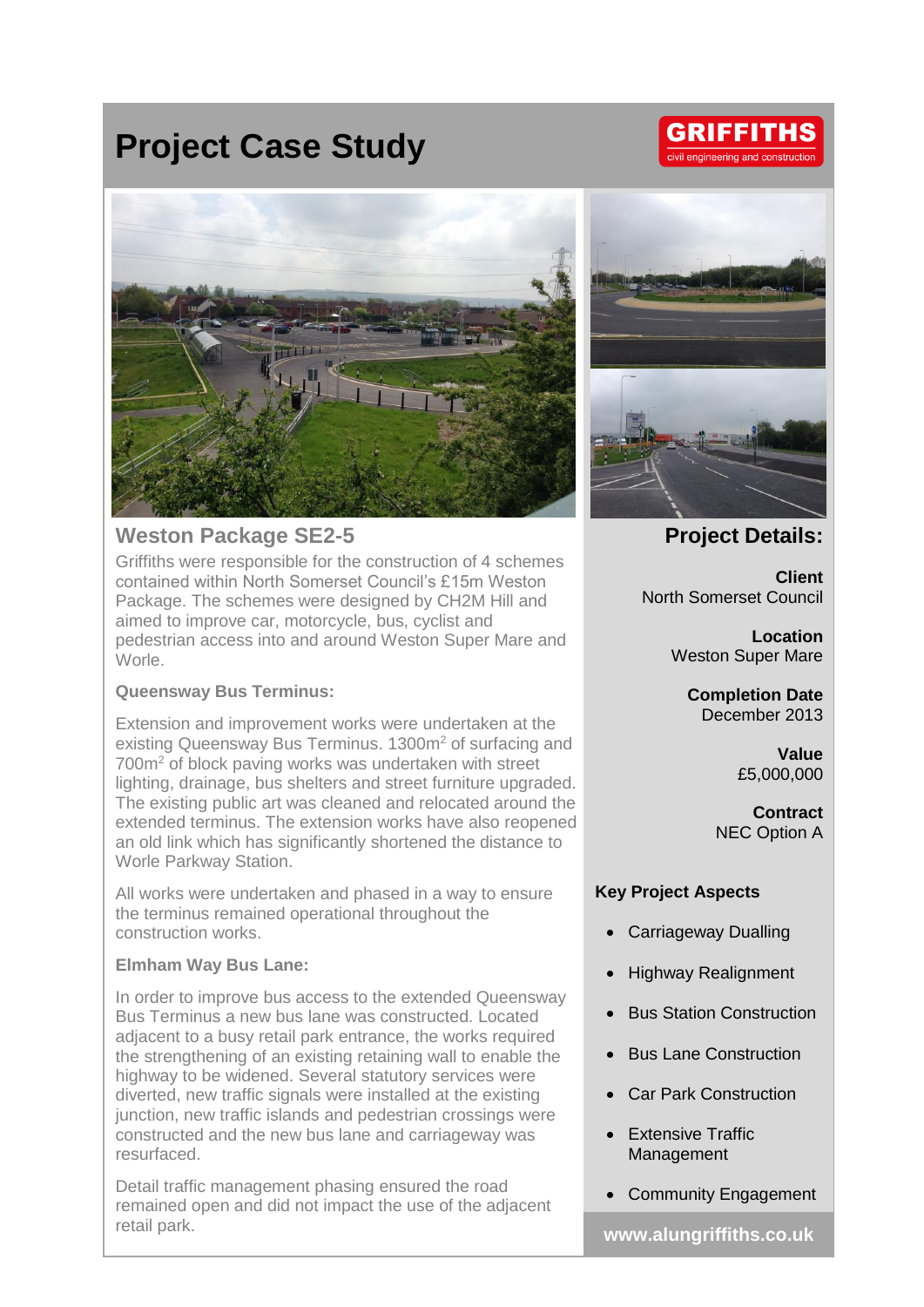# Project Case Study

GRIFFITHS
civil engineering and construction

## Weston Package SE2-5

Griffiths were responsible for the construction of 4 schemes contained within North Somerset Council's £15m Weston Package. The schemes were designed by CH2M Hill and aimed to improve car, motorcycle, bus, cyclist and pedestrian access into and around Weston Super Mare and Worle.

### Queensway Bus Terminus:

Extension and improvement works were undertaken at the existing Queensway Bus Terminus. 1300m$^2$ of surfacing and 700m$^2$ of block paving works was undertaken with street lighting, drainage, bus shelters and street furniture upgraded. The existing public art was cleaned and relocated around the extended terminus. The extension works have also reopened an old link which has significantly shortened the distance to Worle Parkway Station.

All works were undertaken and phased in a way to ensure the terminus remained operational throughout the construction works.

### Elmham Way Bus Lane:

In order to improve bus access to the extended Queensway Bus Terminus a new bus lane was constructed. Located adjacent to a busy retail park entrance, the works required the strengthening of an existing retaining wall to enable the highway to be widened. Several statutory services were diverted, new traffic signals were installed at the existing junction, new traffic islands and pedestrian crossings were constructed and the new bus lane and carriageway was resurfaced.

Detail traffic management phasing ensured the road remained open and did not impact the use of the adjacent retail park.

## Project Details:

**Client**
North Somerset Council

**Location**
Weston Super Mare

**Completion Date**
December 2013

**Value**
£5,000,000

**Contract**
NEC Option A

### Key Project Aspects

- Carriageway Dualling
- Highway Realignment
- Bus Station Construction
- Bus Lane Construction
- Car Park Construction
- Extensive Traffic Management
- Community Engagement

www.alungriffiths.co.uk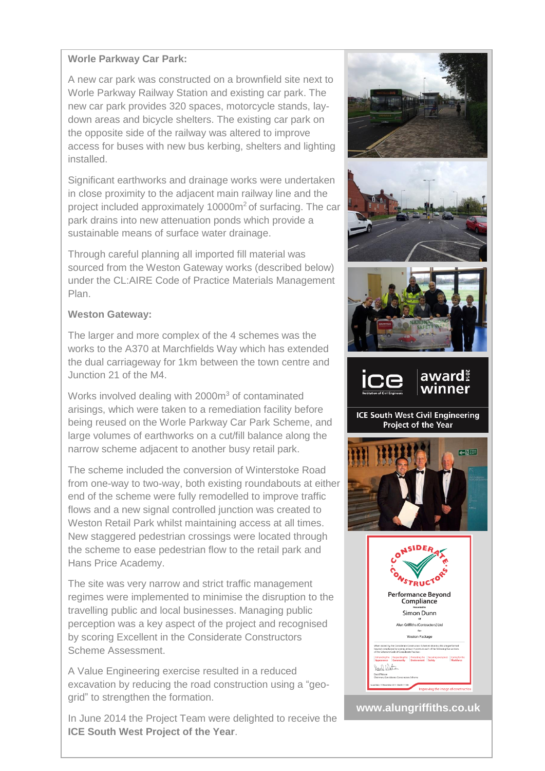**Worle Parkway Car Park:**

A new car park was constructed on a brownfield site next to Worle Parkway Railway Station and existing car park. The new car park provides 320 spaces, motorcycle stands, lay-down areas and bicycle shelters. The existing car park on the opposite side of the railway was altered to improve access for buses with new bus kerbing, shelters and lighting installed.

Significant earthworks and drainage works were undertaken in close proximity to the adjacent main railway line and the project included approximately 10000m$^2$ of surfacing. The car park drains into new attenuation ponds which provide a sustainable means of surface water drainage.

Through careful planning all imported fill material was sourced from the Weston Gateway works (described below) under the CL:AIRE Code of Practice Materials Management Plan.

**Weston Gateway:**

The larger and more complex of the 4 schemes was the works to the A370 at Marchfields Way which has extended the dual carriageway for 1km between the town centre and Junction 21 of the M4.

Works involved dealing with 2000m$^3$ of contaminated arisings, which were taken to a remediation facility before being reused on the Worle Parkway Car Park Scheme, and large volumes of earthworks on a cut/fill balance along the narrow scheme adjacent to another busy retail park.

The scheme included the conversion of Winterstoke Road from one-way to two-way, both existing roundabouts at either end of the scheme were fully remodelled to improve traffic flows and a new signal controlled junction was created to Weston Retail Park whilst maintaining access at all times. New staggered pedestrian crossings were located through the scheme to ease pedestrian flow to the retail park and Hans Price Academy.

The site was very narrow and strict traffic management regimes were implemented to minimise the disruption to the travelling public and local businesses. Managing public perception was a key aspect of the project and recognised by scoring Excellent in the Considerate Constructors Scheme Assessment.

A Value Engineering exercise resulted in a reduced excavation by reducing the road construction using a "geo-grid" to strengthen the formation.

In June 2014 the Project Team were delighted to receive the **ICE South West Project of the Year**.

ice award 2014 winner

ICE South West Civil Engineering Project of the Year

Considerate Constructors

Performance Beyond Compliance

Simon Dunn

Alun Griffiths (Contractors) Ltd

Weston Package

www.alungriffiths.co.uk